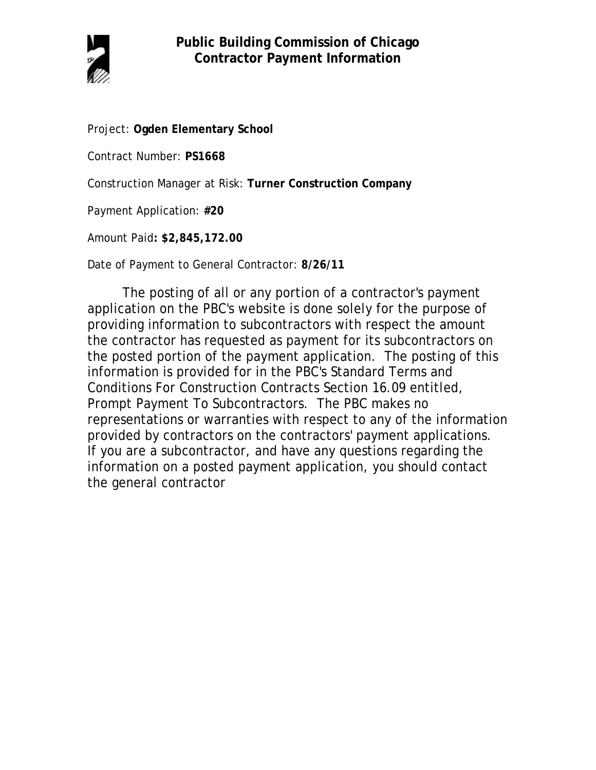# Public Building Commission of Chicago
## Contractor Payment Information

Project: **Ogden Elementary School**

Contract Number: **PS1668**

Construction Manager at Risk: **Turner Construction Company**

Payment Application: **#20**

Amount Paid**: $2,845,172.00**

Date of Payment to General Contractor: **8/26/11**

The posting of all or any portion of a contractor's payment application on the PBC's website is done solely for the purpose of providing information to subcontractors with respect the amount the contractor has requested as payment for its subcontractors on the posted portion of the payment application. The posting of this information is provided for in the PBC's Standard Terms and Conditions For Construction Contracts Section 16.09 entitled, Prompt Payment To Subcontractors. The PBC makes no representations or warranties with respect to any of the information provided by contractors on the contractors' payment applications. If you are a subcontractor, and have any questions regarding the information on a posted payment application, you should contact the general contractor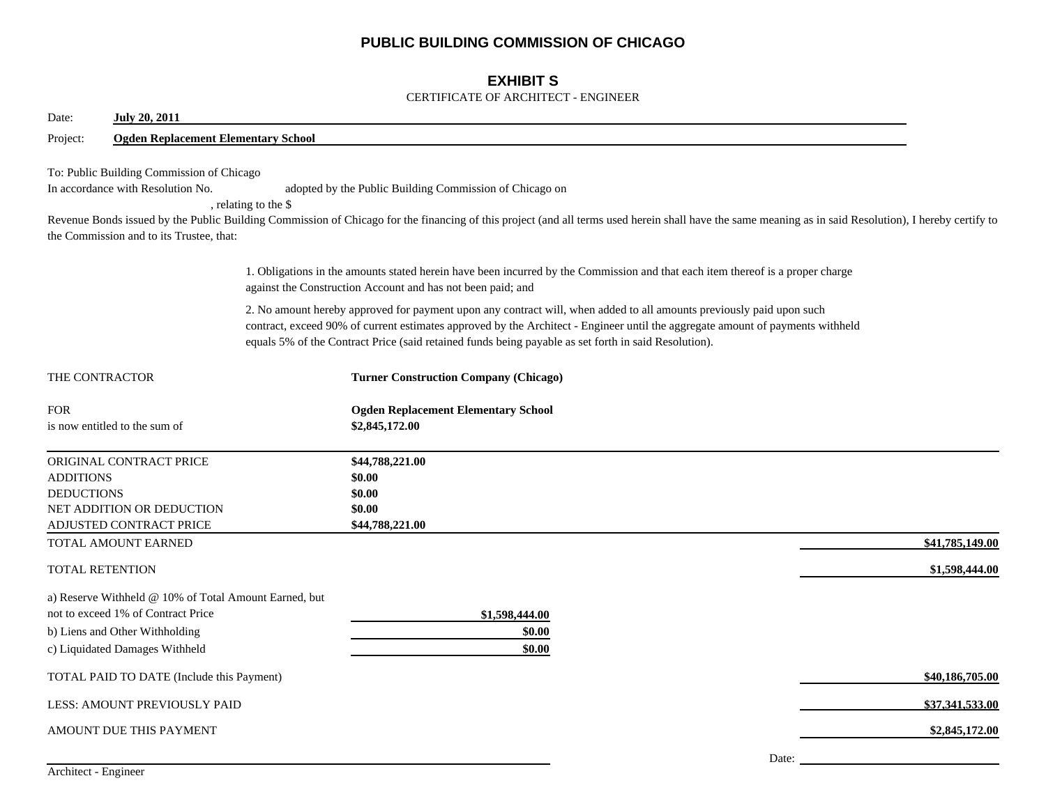# PUBLIC BUILDING COMMISSION OF CHICAGO

## EXHIBIT S

CERTIFICATE OF ARCHITECT - ENGINEER

Date: **July 20, 2011**

Project: **Ogden Replacement Elementary School**

To: Public Building Commission of Chicago
In accordance with Resolution No. adopted by the Public Building Commission of Chicago on , relating to the $ Revenue Bonds issued by the Public Building Commission of Chicago for the financing of this project (and all terms used herein shall have the same meaning as in said Resolution), I hereby certify to the Commission and to its Trustee, that:

1. Obligations in the amounts stated herein have been incurred by the Commission and that each item thereof is a proper charge against the Construction Account and has not been paid; and

2. No amount hereby approved for payment upon any contract will, when added to all amounts previously paid upon such contract, exceed 90% of current estimates approved by the Architect - Engineer until the aggregate amount of payments withheld equals 5% of the Contract Price (said retained funds being payable as set forth in said Resolution).

THE CONTRACTOR: **Turner Construction Company (Chicago)**

FOR: **Ogden Replacement Elementary School**

is now entitled to the sum of **$2,845,172.00**

| | | |
|---|---|---|
| ORIGINAL CONTRACT PRICE | **$44,788,221.00** | |
| ADDITIONS | **$0.00** | |
| DEDUCTIONS | **$0.00** | |
| NET ADDITION OR DEDUCTION | **$0.00** | |
| ADJUSTED CONTRACT PRICE | **$44,788,221.00** | |
| TOTAL AMOUNT EARNED | | **$41,785,149.00** |
| TOTAL RETENTION | | **$1,598,444.00** |
| a) Reserve Withheld @ 10% of Total Amount Earned, but not to exceed 1% of Contract Price | **$1,598,444.00** | |
| b) Liens and Other Withholding | **$0.00** | |
| c) Liquidated Damages Withheld | **$0.00** | |
| TOTAL PAID TO DATE (Include this Payment) | | **$40,186,705.00** |
| LESS: AMOUNT PREVIOUSLY PAID | | **$37,341,533.00** |
| AMOUNT DUE THIS PAYMENT | | **$2,845,172.00** |

Architect - Engineer

Date: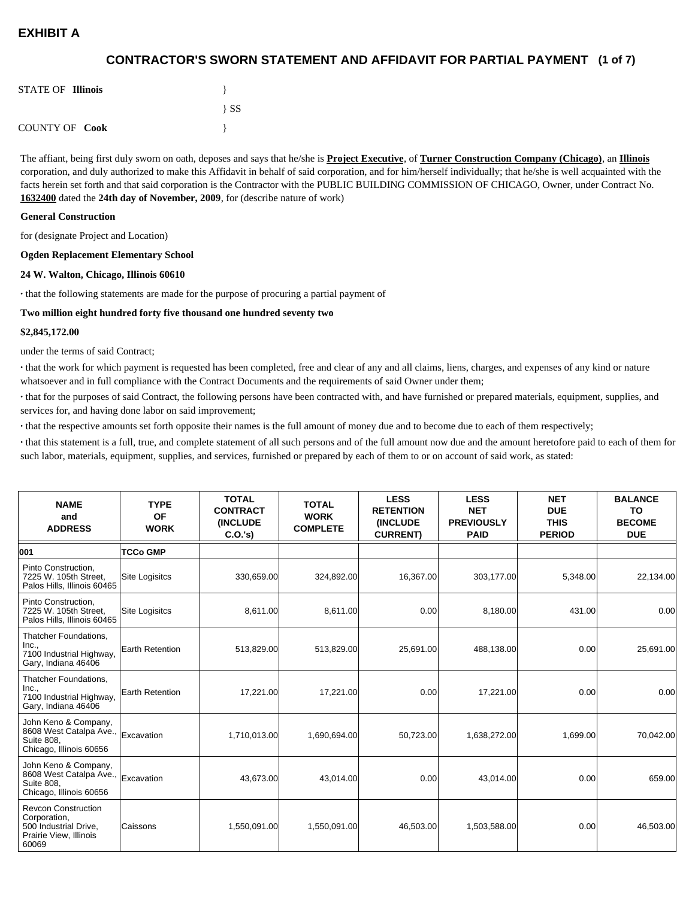# EXHIBIT A

## CONTRACTOR'S SWORN STATEMENT AND AFFIDAVIT FOR PARTIAL PAYMENT (1 of 7)

STATE OF **Illinois** }

} SS

COUNTY OF **Cook** }

The affiant, being first duly sworn on oath, deposes and says that he/she is **Project Executive**, of **Turner Construction Company (Chicago)**, an **Illinois** corporation, and duly authorized to make this Affidavit in behalf of said corporation, and for him/herself individually; that he/she is well acquainted with the facts herein set forth and that said corporation is the Contractor with the PUBLIC BUILDING COMMISSION OF CHICAGO, Owner, under Contract No. **1632400** dated the **24th day of November, 2009**, for (describe nature of work)

**General Construction**

for (designate Project and Location)

**Ogden Replacement Elementary School**

**24 W. Walton, Chicago, Illinois 60610**

· that the following statements are made for the purpose of procuring a partial payment of

**Two million eight hundred forty five thousand one hundred seventy two**

**$2,845,172.00**

under the terms of said Contract;

· that the work for which payment is requested has been completed, free and clear of any and all claims, liens, charges, and expenses of any kind or nature whatsoever and in full compliance with the Contract Documents and the requirements of said Owner under them;

· that for the purposes of said Contract, the following persons have been contracted with, and have furnished or prepared materials, equipment, supplies, and services for, and having done labor on said improvement;

· that the respective amounts set forth opposite their names is the full amount of money due and to become due to each of them respectively;

· that this statement is a full, true, and complete statement of all such persons and of the full amount now due and the amount heretofore paid to each of them for such labor, materials, equipment, supplies, and services, furnished or prepared by each of them to or on account of said work, as stated:

| NAME and ADDRESS | TYPE OF WORK | TOTAL CONTRACT (INCLUDE C.O.'s) | TOTAL WORK COMPLETE | LESS RETENTION (INCLUDE CURRENT) | LESS NET PREVIOUSLY PAID | NET DUE THIS PERIOD | BALANCE TO BECOME DUE |
|---|---|---|---|---|---|---|---|
| **001** | **TCCo GMP** | | | | | | |
| Pinto Construction, 7225 W. 105th Street, Palos Hills, Illinois 60465 | Site Logisitcs | 330,659.00 | 324,892.00 | 16,367.00 | 303,177.00 | 5,348.00 | 22,134.00 |
| Pinto Construction, 7225 W. 105th Street, Palos Hills, Illinois 60465 | Site Logisitcs | 8,611.00 | 8,611.00 | 0.00 | 8,180.00 | 431.00 | 0.00 |
| Thatcher Foundations, Inc., 7100 Industrial Highway, Gary, Indiana 46406 | Earth Retention | 513,829.00 | 513,829.00 | 25,691.00 | 488,138.00 | 0.00 | 25,691.00 |
| Thatcher Foundations, Inc., 7100 Industrial Highway, Gary, Indiana 46406 | Earth Retention | 17,221.00 | 17,221.00 | 0.00 | 17,221.00 | 0.00 | 0.00 |
| John Keno & Company, 8608 West Catalpa Ave., Suite 808, Chicago, Illinois 60656 | Excavation | 1,710,013.00 | 1,690,694.00 | 50,723.00 | 1,638,272.00 | 1,699.00 | 70,042.00 |
| John Keno & Company, 8608 West Catalpa Ave., Suite 808, Chicago, Illinois 60656 | Excavation | 43,673.00 | 43,014.00 | 0.00 | 43,014.00 | 0.00 | 659.00 |
| Revcon Construction Corporation, 500 Industrial Drive, Prairie View, Illinois 60069 | Caissons | 1,550,091.00 | 1,550,091.00 | 46,503.00 | 1,503,588.00 | 0.00 | 46,503.00 |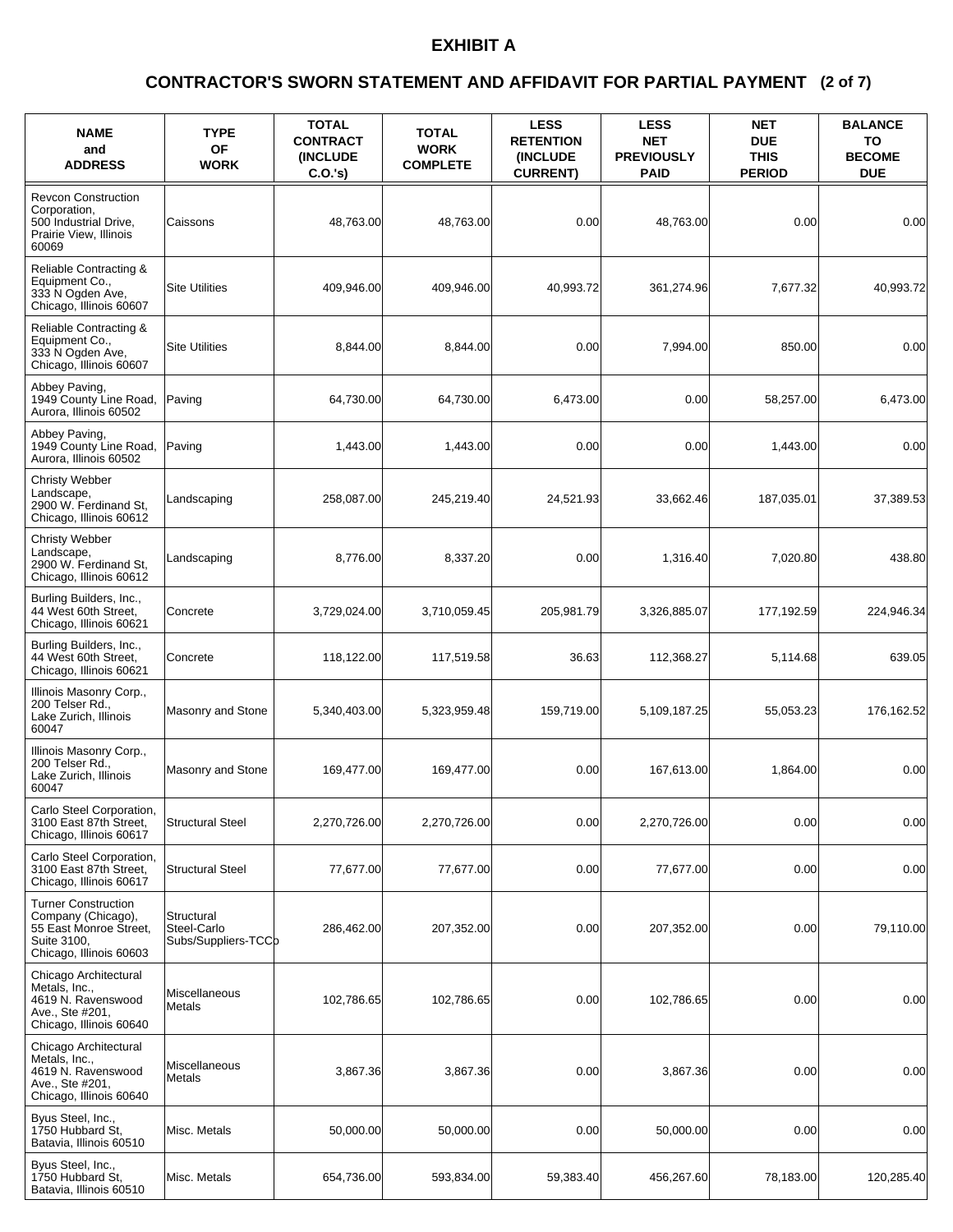# EXHIBIT A

## CONTRACTOR'S SWORN STATEMENT AND AFFIDAVIT FOR PARTIAL PAYMENT (2 of 7)

| NAME and ADDRESS | TYPE OF WORK | TOTAL CONTRACT (INCLUDE C.O.'s) | TOTAL WORK COMPLETE | LESS RETENTION (INCLUDE CURRENT) | LESS NET PREVIOUSLY PAID | NET DUE THIS PERIOD | BALANCE TO BECOME DUE |
|---|---|---|---|---|---|---|---|
| Revcon Construction Corporation, 500 Industrial Drive, Prairie View, Illinois 60069 | Caissons | 48,763.00 | 48,763.00 | 0.00 | 48,763.00 | 0.00 | 0.00 |
| Reliable Contracting & Equipment Co., 333 N Ogden Ave, Chicago, Illinois 60607 | Site Utilities | 409,946.00 | 409,946.00 | 40,993.72 | 361,274.96 | 7,677.32 | 40,993.72 |
| Reliable Contracting & Equipment Co., 333 N Ogden Ave, Chicago, Illinois 60607 | Site Utilities | 8,844.00 | 8,844.00 | 0.00 | 7,994.00 | 850.00 | 0.00 |
| Abbey Paving, 1949 County Line Road, Aurora, Illinois 60502 | Paving | 64,730.00 | 64,730.00 | 6,473.00 | 0.00 | 58,257.00 | 6,473.00 |
| Abbey Paving, 1949 County Line Road, Aurora, Illinois 60502 | Paving | 1,443.00 | 1,443.00 | 0.00 | 0.00 | 1,443.00 | 0.00 |
| Christy Webber Landscape, 2900 W. Ferdinand St, Chicago, Illinois 60612 | Landscaping | 258,087.00 | 245,219.40 | 24,521.93 | 33,662.46 | 187,035.01 | 37,389.53 |
| Christy Webber Landscape, 2900 W. Ferdinand St, Chicago, Illinois 60612 | Landscaping | 8,776.00 | 8,337.20 | 0.00 | 1,316.40 | 7,020.80 | 438.80 |
| Burling Builders, Inc., 44 West 60th Street, Chicago, Illinois 60621 | Concrete | 3,729,024.00 | 3,710,059.45 | 205,981.79 | 3,326,885.07 | 177,192.59 | 224,946.34 |
| Burling Builders, Inc., 44 West 60th Street, Chicago, Illinois 60621 | Concrete | 118,122.00 | 117,519.58 | 36.63 | 112,368.27 | 5,114.68 | 639.05 |
| Illinois Masonry Corp., 200 Telser Rd., Lake Zurich, Illinois 60047 | Masonry and Stone | 5,340,403.00 | 5,323,959.48 | 159,719.00 | 5,109,187.25 | 55,053.23 | 176,162.52 |
| Illinois Masonry Corp., 200 Telser Rd., Lake Zurich, Illinois 60047 | Masonry and Stone | 169,477.00 | 169,477.00 | 0.00 | 167,613.00 | 1,864.00 | 0.00 |
| Carlo Steel Corporation, 3100 East 87th Street, Chicago, Illinois 60617 | Structural Steel | 2,270,726.00 | 2,270,726.00 | 0.00 | 2,270,726.00 | 0.00 | 0.00 |
| Carlo Steel Corporation, 3100 East 87th Street, Chicago, Illinois 60617 | Structural Steel | 77,677.00 | 77,677.00 | 0.00 | 77,677.00 | 0.00 | 0.00 |
| Turner Construction Company (Chicago), 55 East Monroe Street, Suite 3100, Chicago, Illinois 60603 | Structural Steel-Carlo Subs/Suppliers-TCCo | 286,462.00 | 207,352.00 | 0.00 | 207,352.00 | 0.00 | 79,110.00 |
| Chicago Architectural Metals, Inc., 4619 N. Ravenswood Ave., Ste #201, Chicago, Illinois 60640 | Miscellaneous Metals | 102,786.65 | 102,786.65 | 0.00 | 102,786.65 | 0.00 | 0.00 |
| Chicago Architectural Metals, Inc., 4619 N. Ravenswood Ave., Ste #201, Chicago, Illinois 60640 | Miscellaneous Metals | 3,867.36 | 3,867.36 | 0.00 | 3,867.36 | 0.00 | 0.00 |
| Byus Steel, Inc., 1750 Hubbard St, Batavia, Illinois 60510 | Misc. Metals | 50,000.00 | 50,000.00 | 0.00 | 50,000.00 | 0.00 | 0.00 |
| Byus Steel, Inc., 1750 Hubbard St, Batavia, Illinois 60510 | Misc. Metals | 654,736.00 | 593,834.00 | 59,383.40 | 456,267.60 | 78,183.00 | 120,285.40 |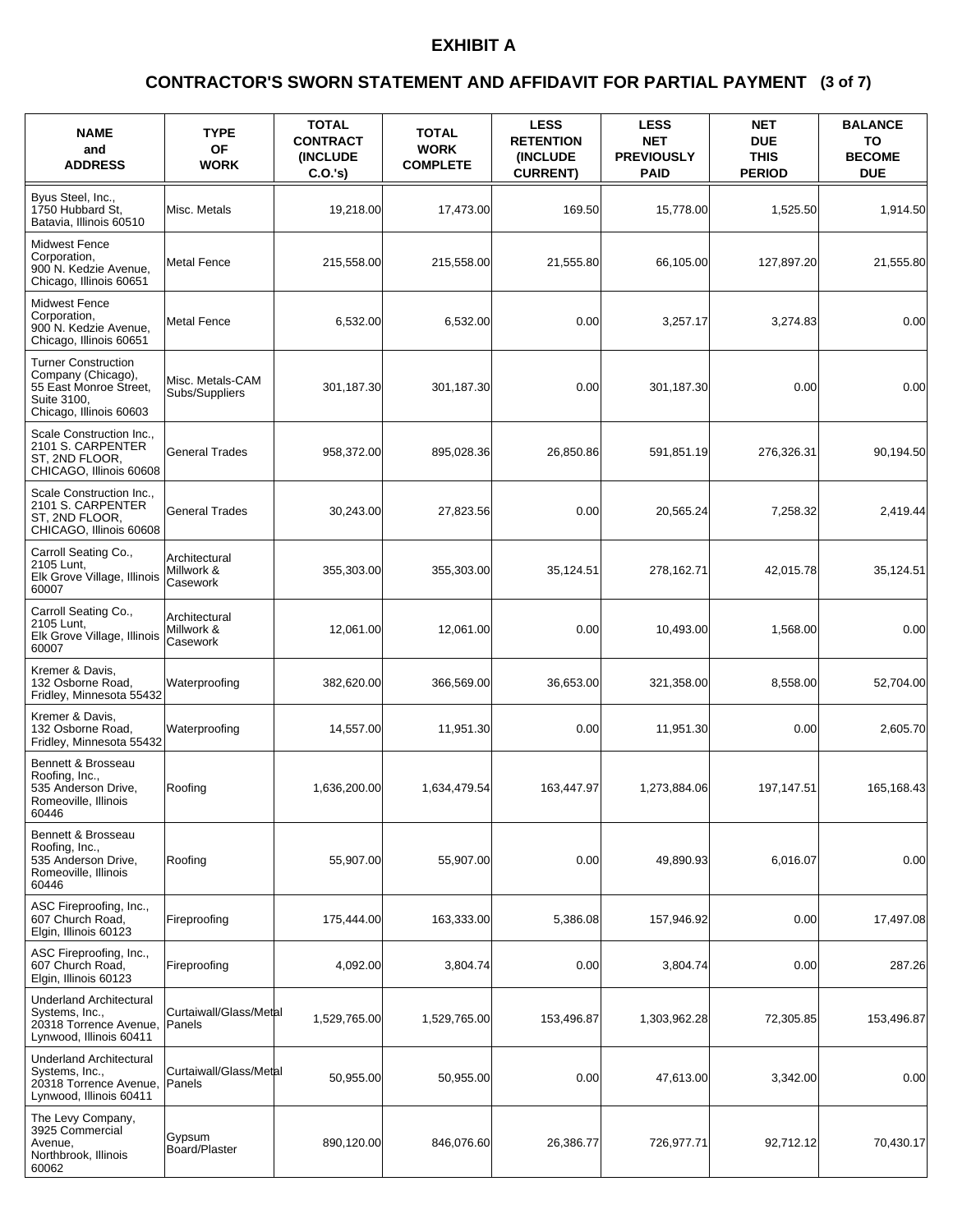# EXHIBIT A

## CONTRACTOR'S SWORN STATEMENT AND AFFIDAVIT FOR PARTIAL PAYMENT (3 of 7)

| NAME and ADDRESS | TYPE OF WORK | TOTAL CONTRACT (INCLUDE C.O.'s) | TOTAL WORK COMPLETE | LESS RETENTION (INCLUDE CURRENT) | LESS NET PREVIOUSLY PAID | NET DUE THIS PERIOD | BALANCE TO BECOME DUE |
|---|---|---|---|---|---|---|---|
| Byus Steel, Inc., 1750 Hubbard St, Batavia, Illinois 60510 | Misc. Metals | 19,218.00 | 17,473.00 | 169.50 | 15,778.00 | 1,525.50 | 1,914.50 |
| Midwest Fence Corporation, 900 N. Kedzie Avenue, Chicago, Illinois 60651 | Metal Fence | 215,558.00 | 215,558.00 | 21,555.80 | 66,105.00 | 127,897.20 | 21,555.80 |
| Midwest Fence Corporation, 900 N. Kedzie Avenue, Chicago, Illinois 60651 | Metal Fence | 6,532.00 | 6,532.00 | 0.00 | 3,257.17 | 3,274.83 | 0.00 |
| Turner Construction Company (Chicago), 55 East Monroe Street, Suite 3100, Chicago, Illinois 60603 | Misc. Metals-CAM Subs/Suppliers | 301,187.30 | 301,187.30 | 0.00 | 301,187.30 | 0.00 | 0.00 |
| Scale Construction Inc., 2101 S. CARPENTER ST, 2ND FLOOR, CHICAGO, Illinois 60608 | General Trades | 958,372.00 | 895,028.36 | 26,850.86 | 591,851.19 | 276,326.31 | 90,194.50 |
| Scale Construction Inc., 2101 S. CARPENTER ST, 2ND FLOOR, CHICAGO, Illinois 60608 | General Trades | 30,243.00 | 27,823.56 | 0.00 | 20,565.24 | 7,258.32 | 2,419.44 |
| Carroll Seating Co., 2105 Lunt, Elk Grove Village, Illinois 60007 | Architectural Millwork & Casework | 355,303.00 | 355,303.00 | 35,124.51 | 278,162.71 | 42,015.78 | 35,124.51 |
| Carroll Seating Co., 2105 Lunt, Elk Grove Village, Illinois 60007 | Architectural Millwork & Casework | 12,061.00 | 12,061.00 | 0.00 | 10,493.00 | 1,568.00 | 0.00 |
| Kremer & Davis, 132 Osborne Road, Fridley, Minnesota 55432 | Waterproofing | 382,620.00 | 366,569.00 | 36,653.00 | 321,358.00 | 8,558.00 | 52,704.00 |
| Kremer & Davis, 132 Osborne Road, Fridley, Minnesota 55432 | Waterproofing | 14,557.00 | 11,951.30 | 0.00 | 11,951.30 | 0.00 | 2,605.70 |
| Bennett & Brosseau Roofing, Inc., 535 Anderson Drive, Romeoville, Illinois 60446 | Roofing | 1,636,200.00 | 1,634,479.54 | 163,447.97 | 1,273,884.06 | 197,147.51 | 165,168.43 |
| Bennett & Brosseau Roofing, Inc., 535 Anderson Drive, Romeoville, Illinois 60446 | Roofing | 55,907.00 | 55,907.00 | 0.00 | 49,890.93 | 6,016.07 | 0.00 |
| ASC Fireproofing, Inc., 607 Church Road, Elgin, Illinois 60123 | Fireproofing | 175,444.00 | 163,333.00 | 5,386.08 | 157,946.92 | 0.00 | 17,497.08 |
| ASC Fireproofing, Inc., 607 Church Road, Elgin, Illinois 60123 | Fireproofing | 4,092.00 | 3,804.74 | 0.00 | 3,804.74 | 0.00 | 287.26 |
| Underland Architectural Systems, Inc., 20318 Torrence Avenue, Lynwood, Illinois 60411 | Curtaiwall/Glass/Metal Panels | 1,529,765.00 | 1,529,765.00 | 153,496.87 | 1,303,962.28 | 72,305.85 | 153,496.87 |
| Underland Architectural Systems, Inc., 20318 Torrence Avenue, Lynwood, Illinois 60411 | Curtaiwall/Glass/Metal Panels | 50,955.00 | 50,955.00 | 0.00 | 47,613.00 | 3,342.00 | 0.00 |
| The Levy Company, 3925 Commercial Avenue, Northbrook, Illinois 60062 | Gypsum Board/Plaster | 890,120.00 | 846,076.60 | 26,386.77 | 726,977.71 | 92,712.12 | 70,430.17 |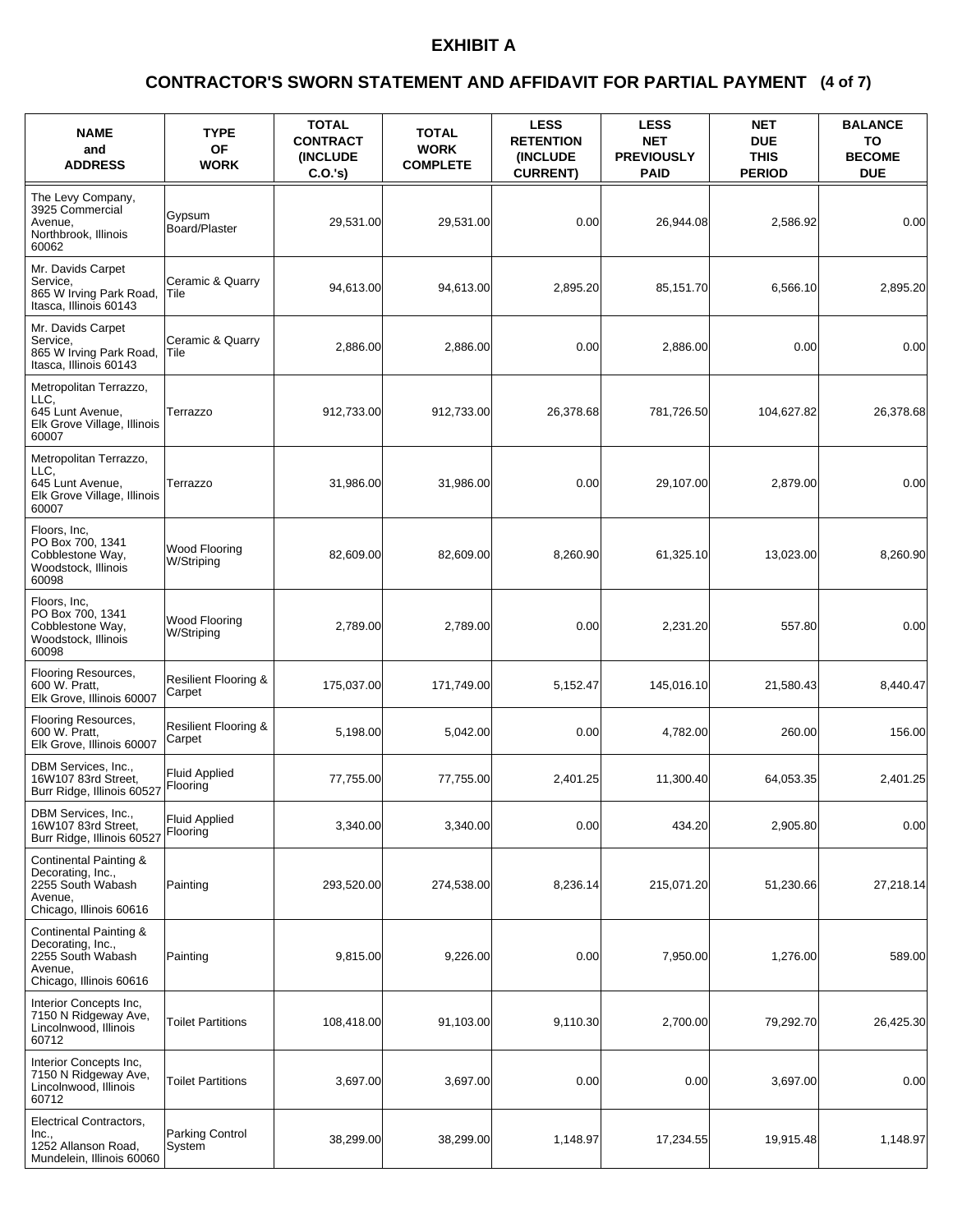# EXHIBIT A

## CONTRACTOR'S SWORN STATEMENT AND AFFIDAVIT FOR PARTIAL PAYMENT (4 of 7)

| NAME and ADDRESS | TYPE OF WORK | TOTAL CONTRACT (INCLUDE C.O.'s) | TOTAL WORK COMPLETE | LESS RETENTION (INCLUDE CURRENT) | LESS NET PREVIOUSLY PAID | NET DUE THIS PERIOD | BALANCE TO BECOME DUE |
|---|---|---|---|---|---|---|---|
| The Levy Company, 3925 Commercial Avenue, Northbrook, Illinois 60062 | Gypsum Board/Plaster | 29,531.00 | 29,531.00 | 0.00 | 26,944.08 | 2,586.92 | 0.00 |
| Mr. Davids Carpet Service, 865 W Irving Park Road, Itasca, Illinois 60143 | Ceramic & Quarry Tile | 94,613.00 | 94,613.00 | 2,895.20 | 85,151.70 | 6,566.10 | 2,895.20 |
| Mr. Davids Carpet Service, 865 W Irving Park Road, Itasca, Illinois 60143 | Ceramic & Quarry Tile | 2,886.00 | 2,886.00 | 0.00 | 2,886.00 | 0.00 | 0.00 |
| Metropolitan Terrazzo, LLC, 645 Lunt Avenue, Elk Grove Village, Illinois 60007 | Terrazzo | 912,733.00 | 912,733.00 | 26,378.68 | 781,726.50 | 104,627.82 | 26,378.68 |
| Metropolitan Terrazzo, LLC, 645 Lunt Avenue, Elk Grove Village, Illinois 60007 | Terrazzo | 31,986.00 | 31,986.00 | 0.00 | 29,107.00 | 2,879.00 | 0.00 |
| Floors, Inc, PO Box 700, 1341 Cobblestone Way, Woodstock, Illinois 60098 | Wood Flooring W/Striping | 82,609.00 | 82,609.00 | 8,260.90 | 61,325.10 | 13,023.00 | 8,260.90 |
| Floors, Inc, PO Box 700, 1341 Cobblestone Way, Woodstock, Illinois 60098 | Wood Flooring W/Striping | 2,789.00 | 2,789.00 | 0.00 | 2,231.20 | 557.80 | 0.00 |
| Flooring Resources, 600 W. Pratt, Elk Grove, Illinois 60007 | Resilient Flooring & Carpet | 175,037.00 | 171,749.00 | 5,152.47 | 145,016.10 | 21,580.43 | 8,440.47 |
| Flooring Resources, 600 W. Pratt, Elk Grove, Illinois 60007 | Resilient Flooring & Carpet | 5,198.00 | 5,042.00 | 0.00 | 4,782.00 | 260.00 | 156.00 |
| DBM Services, Inc., 16W107 83rd Street, Burr Ridge, Illinois 60527 | Fluid Applied Flooring | 77,755.00 | 77,755.00 | 2,401.25 | 11,300.40 | 64,053.35 | 2,401.25 |
| DBM Services, Inc., 16W107 83rd Street, Burr Ridge, Illinois 60527 | Fluid Applied Flooring | 3,340.00 | 3,340.00 | 0.00 | 434.20 | 2,905.80 | 0.00 |
| Continental Painting & Decorating, Inc., 2255 South Wabash Avenue, Chicago, Illinois 60616 | Painting | 293,520.00 | 274,538.00 | 8,236.14 | 215,071.20 | 51,230.66 | 27,218.14 |
| Continental Painting & Decorating, Inc., 2255 South Wabash Avenue, Chicago, Illinois 60616 | Painting | 9,815.00 | 9,226.00 | 0.00 | 7,950.00 | 1,276.00 | 589.00 |
| Interior Concepts Inc, 7150 N Ridgeway Ave, Lincolnwood, Illinois 60712 | Toilet Partitions | 108,418.00 | 91,103.00 | 9,110.30 | 2,700.00 | 79,292.70 | 26,425.30 |
| Interior Concepts Inc, 7150 N Ridgeway Ave, Lincolnwood, Illinois 60712 | Toilet Partitions | 3,697.00 | 3,697.00 | 0.00 | 0.00 | 3,697.00 | 0.00 |
| Electrical Contractors, Inc., 1252 Allanson Road, Mundelein, Illinois 60060 | Parking Control System | 38,299.00 | 38,299.00 | 1,148.97 | 17,234.55 | 19,915.48 | 1,148.97 |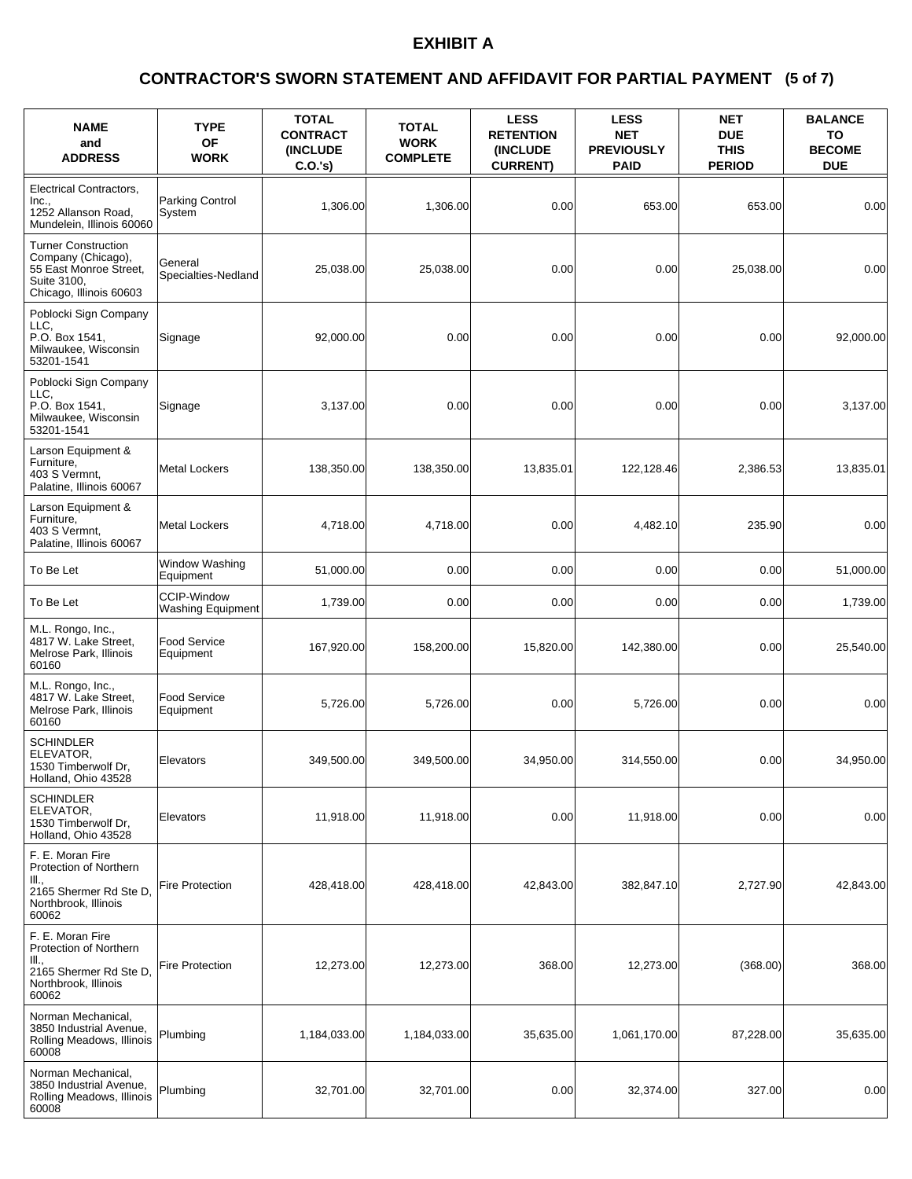# EXHIBIT A

## CONTRACTOR'S SWORN STATEMENT AND AFFIDAVIT FOR PARTIAL PAYMENT (5 of 7)

| NAME and ADDRESS | TYPE OF WORK | TOTAL CONTRACT (INCLUDE C.O.'s) | TOTAL WORK COMPLETE | LESS RETENTION (INCLUDE CURRENT) | LESS NET PREVIOUSLY PAID | NET DUE THIS PERIOD | BALANCE TO BECOME DUE |
|---|---|---|---|---|---|---|---|
| Electrical Contractors, Inc., 1252 Allanson Road, Mundelein, Illinois 60060 | Parking Control System | 1,306.00 | 1,306.00 | 0.00 | 653.00 | 653.00 | 0.00 |
| Turner Construction Company (Chicago), 55 East Monroe Street, Suite 3100, Chicago, Illinois 60603 | General Specialties-Nedland | 25,038.00 | 25,038.00 | 0.00 | 0.00 | 25,038.00 | 0.00 |
| Poblocki Sign Company LLC, P.O. Box 1541, Milwaukee, Wisconsin 53201-1541 | Signage | 92,000.00 | 0.00 | 0.00 | 0.00 | 0.00 | 92,000.00 |
| Poblocki Sign Company LLC, P.O. Box 1541, Milwaukee, Wisconsin 53201-1541 | Signage | 3,137.00 | 0.00 | 0.00 | 0.00 | 0.00 | 3,137.00 |
| Larson Equipment & Furniture, 403 S Vermnt, Palatine, Illinois 60067 | Metal Lockers | 138,350.00 | 138,350.00 | 13,835.01 | 122,128.46 | 2,386.53 | 13,835.01 |
| Larson Equipment & Furniture, 403 S Vermnt, Palatine, Illinois 60067 | Metal Lockers | 4,718.00 | 4,718.00 | 0.00 | 4,482.10 | 235.90 | 0.00 |
| To Be Let | Window Washing Equipment | 51,000.00 | 0.00 | 0.00 | 0.00 | 0.00 | 51,000.00 |
| To Be Let | CCIP-Window Washing Equipment | 1,739.00 | 0.00 | 0.00 | 0.00 | 0.00 | 1,739.00 |
| M.L. Rongo, Inc., 4817 W. Lake Street, Melrose Park, Illinois 60160 | Food Service Equipment | 167,920.00 | 158,200.00 | 15,820.00 | 142,380.00 | 0.00 | 25,540.00 |
| M.L. Rongo, Inc., 4817 W. Lake Street, Melrose Park, Illinois 60160 | Food Service Equipment | 5,726.00 | 5,726.00 | 0.00 | 5,726.00 | 0.00 | 0.00 |
| SCHINDLER ELEVATOR, 1530 Timberwolf Dr, Holland, Ohio 43528 | Elevators | 349,500.00 | 349,500.00 | 34,950.00 | 314,550.00 | 0.00 | 34,950.00 |
| SCHINDLER ELEVATOR, 1530 Timberwolf Dr, Holland, Ohio 43528 | Elevators | 11,918.00 | 11,918.00 | 0.00 | 11,918.00 | 0.00 | 0.00 |
| F. E. Moran Fire Protection of Northern Ill., 2165 Shermer Rd Ste D, Northbrook, Illinois 60062 | Fire Protection | 428,418.00 | 428,418.00 | 42,843.00 | 382,847.10 | 2,727.90 | 42,843.00 |
| F. E. Moran Fire Protection of Northern Ill., 2165 Shermer Rd Ste D, Northbrook, Illinois 60062 | Fire Protection | 12,273.00 | 12,273.00 | 368.00 | 12,273.00 | (368.00) | 368.00 |
| Norman Mechanical, 3850 Industrial Avenue, Rolling Meadows, Illinois 60008 | Plumbing | 1,184,033.00 | 1,184,033.00 | 35,635.00 | 1,061,170.00 | 87,228.00 | 35,635.00 |
| Norman Mechanical, 3850 Industrial Avenue, Rolling Meadows, Illinois 60008 | Plumbing | 32,701.00 | 32,701.00 | 0.00 | 32,374.00 | 327.00 | 0.00 |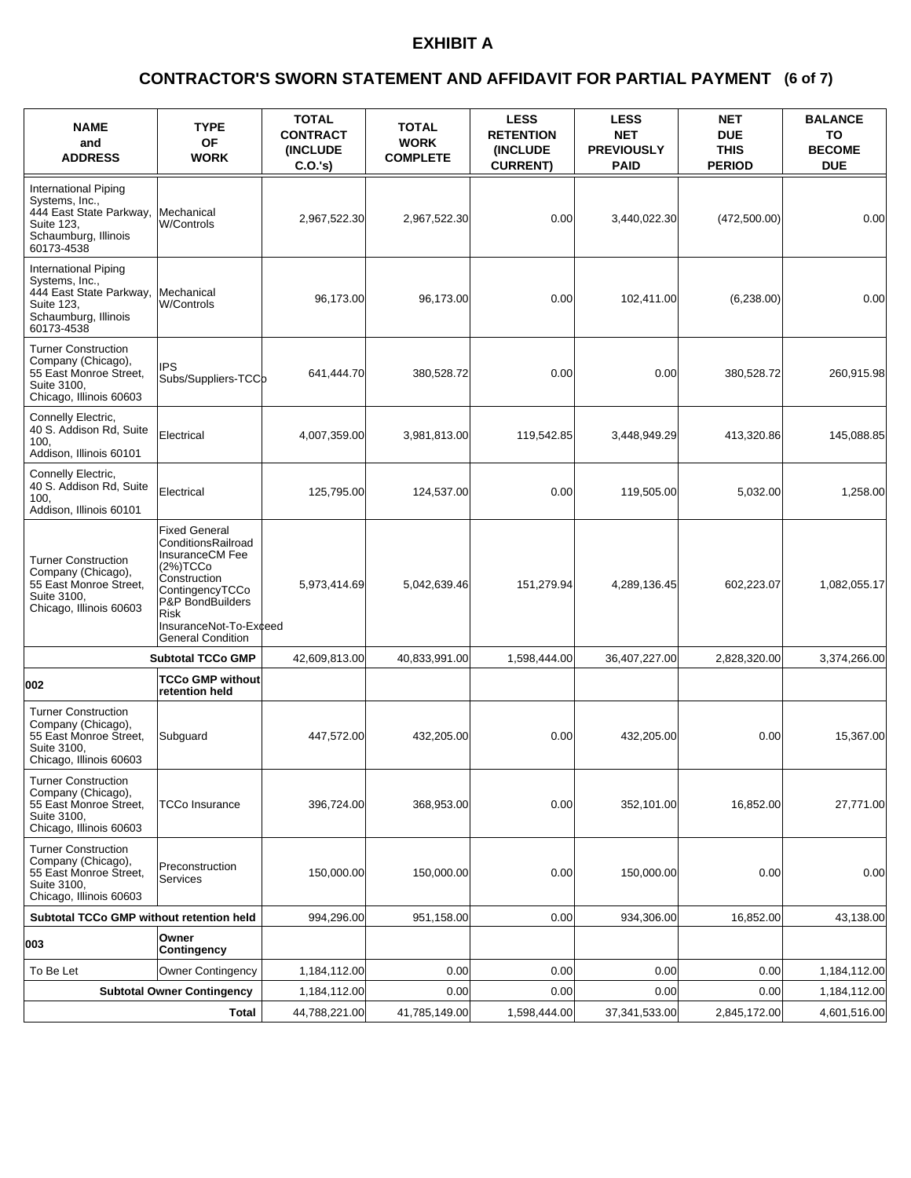# EXHIBIT A

## CONTRACTOR'S SWORN STATEMENT AND AFFIDAVIT FOR PARTIAL PAYMENT (6 of 7)

| NAME and ADDRESS | TYPE OF WORK | TOTAL CONTRACT (INCLUDE C.O.'s) | TOTAL WORK COMPLETE | LESS RETENTION (INCLUDE CURRENT) | LESS NET PREVIOUSLY PAID | NET DUE THIS PERIOD | BALANCE TO BECOME DUE |
|---|---|---|---|---|---|---|---|
| International Piping Systems, Inc., 444 East State Parkway, Suite 123, Schaumburg, Illinois 60173-4538 | Mechanical W/Controls | 2,967,522.30 | 2,967,522.30 | 0.00 | 3,440,022.30 | (472,500.00) | 0.00 |
| International Piping Systems, Inc., 444 East State Parkway, Suite 123, Schaumburg, Illinois 60173-4538 | Mechanical W/Controls | 96,173.00 | 96,173.00 | 0.00 | 102,411.00 | (6,238.00) | 0.00 |
| Turner Construction Company (Chicago), 55 East Monroe Street, Suite 3100, Chicago, Illinois 60603 | IPS Subs/Suppliers-TCCo | 641,444.70 | 380,528.72 | 0.00 | 0.00 | 380,528.72 | 260,915.98 |
| Connelly Electric, 40 S. Addison Rd, Suite 100, Addison, Illinois 60101 | Electrical | 4,007,359.00 | 3,981,813.00 | 119,542.85 | 3,448,949.29 | 413,320.86 | 145,088.85 |
| Connelly Electric, 40 S. Addison Rd, Suite 100, Addison, Illinois 60101 | Electrical | 125,795.00 | 124,537.00 | 0.00 | 119,505.00 | 5,032.00 | 1,258.00 |
| Turner Construction Company (Chicago), 55 East Monroe Street, Suite 3100, Chicago, Illinois 60603 | Fixed General ConditionsRailroad InsuranceCM Fee (2%)TCCo Construction ContingencyTCCo P&P BondBuilders Risk InsuranceNot-To-Exceed General Condition | 5,973,414.69 | 5,042,639.46 | 151,279.94 | 4,289,136.45 | 602,223.07 | 1,082,055.17 |
| | **Subtotal TCCo GMP** | 42,609,813.00 | 40,833,991.00 | 1,598,444.00 | 36,407,227.00 | 2,828,320.00 | 3,374,266.00 |
| **002** | **TCCo GMP without retention held** | | | | | | |
| Turner Construction Company (Chicago), 55 East Monroe Street, Suite 3100, Chicago, Illinois 60603 | Subguard | 447,572.00 | 432,205.00 | 0.00 | 432,205.00 | 0.00 | 15,367.00 |
| Turner Construction Company (Chicago), 55 East Monroe Street, Suite 3100, Chicago, Illinois 60603 | TCCo Insurance | 396,724.00 | 368,953.00 | 0.00 | 352,101.00 | 16,852.00 | 27,771.00 |
| Turner Construction Company (Chicago), 55 East Monroe Street, Suite 3100, Chicago, Illinois 60603 | Preconstruction Services | 150,000.00 | 150,000.00 | 0.00 | 150,000.00 | 0.00 | 0.00 |
| **Subtotal TCCo GMP without retention held** | | 994,296.00 | 951,158.00 | 0.00 | 934,306.00 | 16,852.00 | 43,138.00 |
| **003** | **Owner Contingency** | | | | | | |
| To Be Let | Owner Contingency | 1,184,112.00 | 0.00 | 0.00 | 0.00 | 0.00 | 1,184,112.00 |
| | **Subtotal Owner Contingency** | 1,184,112.00 | 0.00 | 0.00 | 0.00 | 0.00 | 1,184,112.00 |
| | **Total** | 44,788,221.00 | 41,785,149.00 | 1,598,444.00 | 37,341,533.00 | 2,845,172.00 | 4,601,516.00 |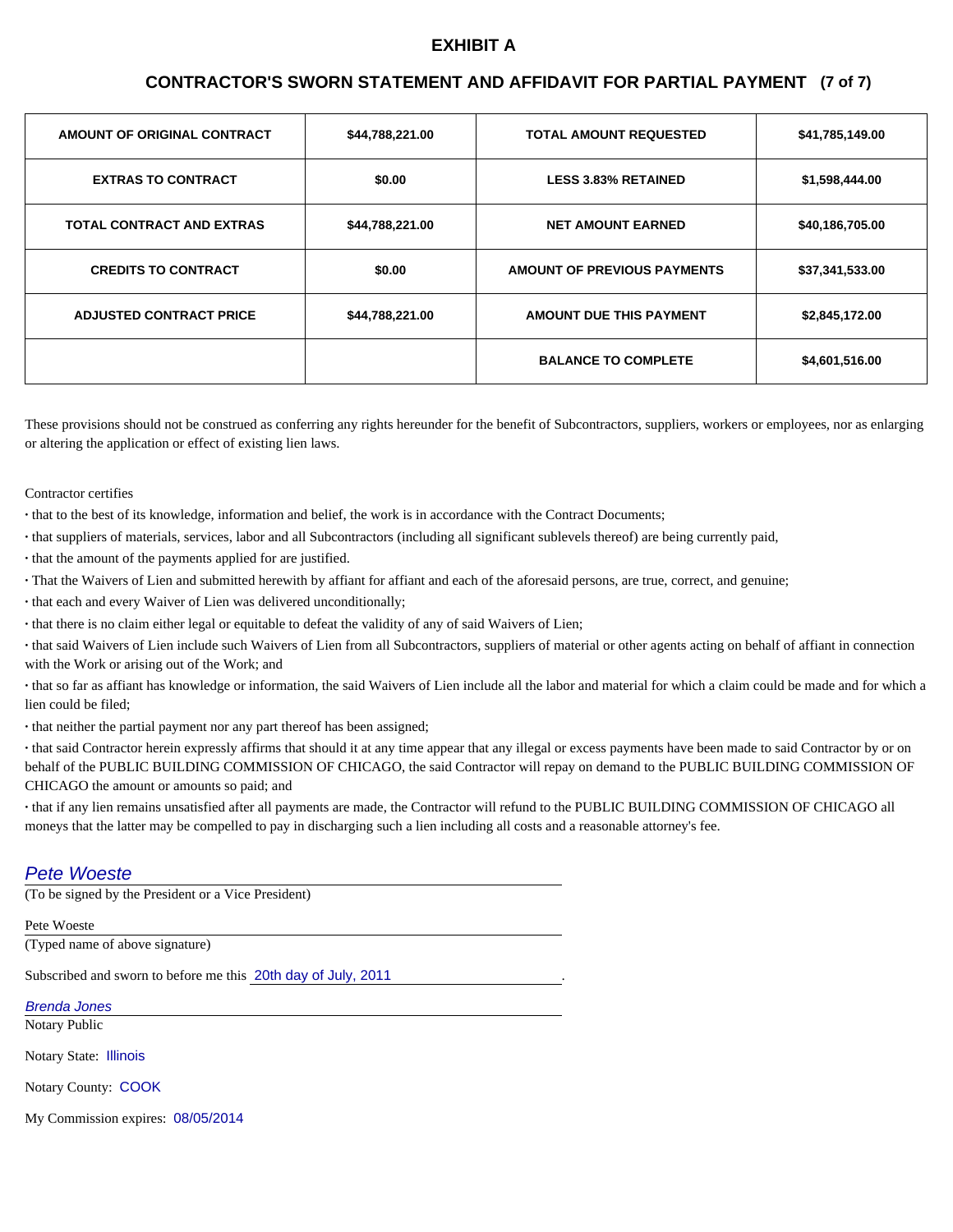# EXHIBIT A

## CONTRACTOR'S SWORN STATEMENT AND AFFIDAVIT FOR PARTIAL PAYMENT (7 of 7)

| | | | |
|---|---|---|---|
| **AMOUNT OF ORIGINAL CONTRACT** | **$44,788,221.00** | **TOTAL AMOUNT REQUESTED** | **$41,785,149.00** |
| **EXTRAS TO CONTRACT** | **$0.00** | **LESS 3.83% RETAINED** | **$1,598,444.00** |
| **TOTAL CONTRACT AND EXTRAS** | **$44,788,221.00** | **NET AMOUNT EARNED** | **$40,186,705.00** |
| **CREDITS TO CONTRACT** | **$0.00** | **AMOUNT OF PREVIOUS PAYMENTS** | **$37,341,533.00** |
| **ADJUSTED CONTRACT PRICE** | **$44,788,221.00** | **AMOUNT DUE THIS PAYMENT** | **$2,845,172.00** |
| | | **BALANCE TO COMPLETE** | **$4,601,516.00** |

These provisions should not be construed as conferring any rights hereunder for the benefit of Subcontractors, suppliers, workers or employees, nor as enlarging or altering the application or effect of existing lien laws.

Contractor certifies

- that to the best of its knowledge, information and belief, the work is in accordance with the Contract Documents;
- that suppliers of materials, services, labor and all Subcontractors (including all significant sublevels thereof) are being currently paid,
- that the amount of the payments applied for are justified.
- That the Waivers of Lien and submitted herewith by affiant for affiant and each of the aforesaid persons, are true, correct, and genuine;
- that each and every Waiver of Lien was delivered unconditionally;
- that there is no claim either legal or equitable to defeat the validity of any of said Waivers of Lien;
- that said Waivers of Lien include such Waivers of Lien from all Subcontractors, suppliers of material or other agents acting on behalf of affiant in connection with the Work or arising out of the Work; and
- that so far as affiant has knowledge or information, the said Waivers of Lien include all the labor and material for which a claim could be made and for which a lien could be filed;
- that neither the partial payment nor any part thereof has been assigned;
- that said Contractor herein expressly affirms that should it at any time appear that any illegal or excess payments have been made to said Contractor by or on behalf of the PUBLIC BUILDING COMMISSION OF CHICAGO, the said Contractor will repay on demand to the PUBLIC BUILDING COMMISSION OF CHICAGO the amount or amounts so paid; and
- that if any lien remains unsatisfied after all payments are made, the Contractor will refund to the PUBLIC BUILDING COMMISSION OF CHICAGO all moneys that the latter may be compelled to pay in discharging such a lien including all costs and a reasonable attorney's fee.

*Pete Woeste*
(To be signed by the President or a Vice President)

Pete Woeste
(Typed name of above signature)

Subscribed and sworn to before me this 20th day of July, 2011.

*Brenda Jones*
Notary Public

Notary State: Illinois

Notary County: COOK

My Commission expires: 08/05/2014